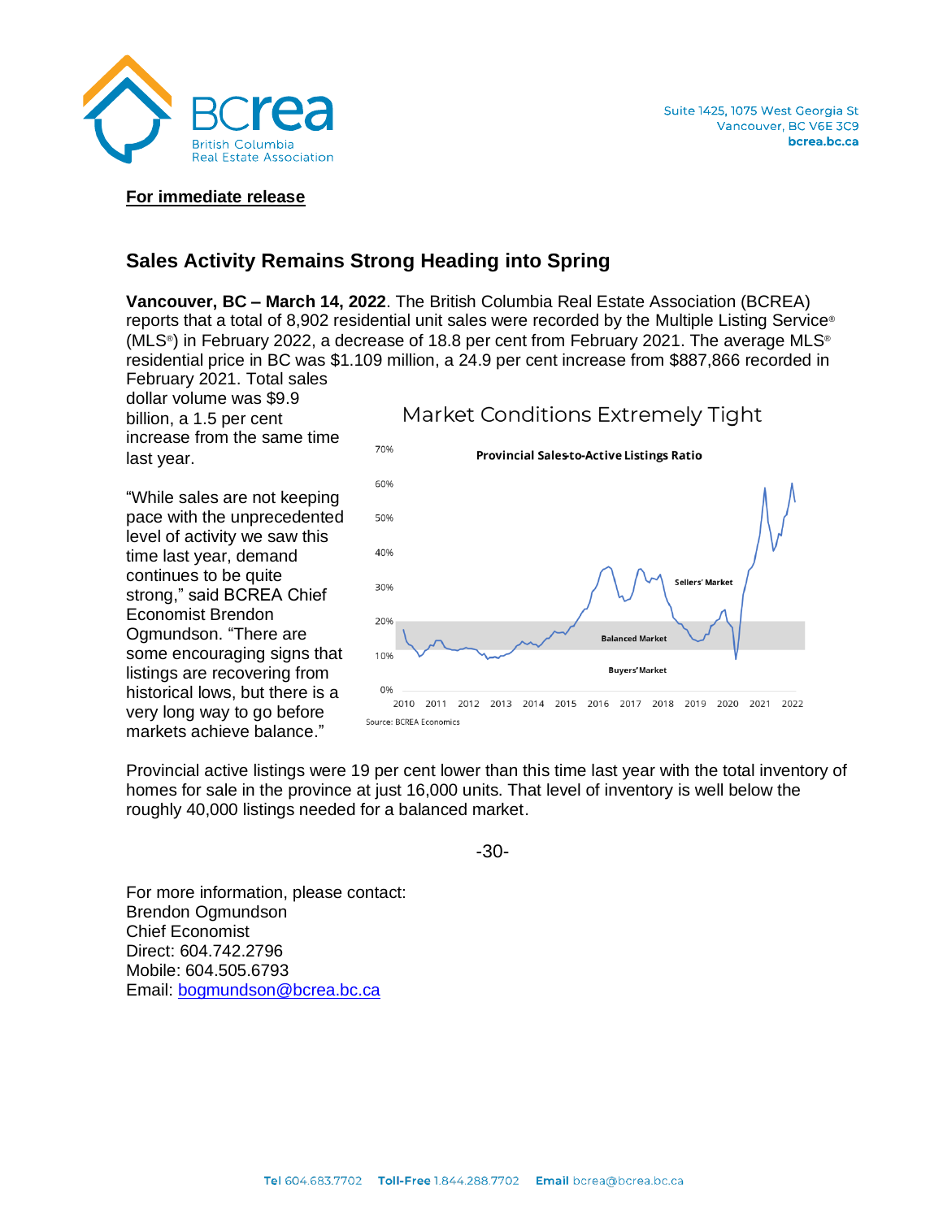**For immediate release**

## Sales Activity Remains Strong Heading into Spring

**Vancouver, BC – March 14, 2022**. The British Columbia Real Estate Association (BCREA) reports that a total of 8,902 residential unit sales were recorded by the Multiple Listing Service® (MLS®) in February 2022, a decrease of 18.8 per cent from February 2021. The average MLS® residential price in BC was $1.109 million, a 24.9 per cent increase from $887,866 recorded in February 2021. Total sales dollar volume was $9.9 billion, a 1.5 per cent increase from the same time last year.

"While sales are not keeping pace with the unprecedented level of activity we saw this time last year, demand continues to be quite strong," said BCREA Chief Economist Brendon Ogmundson. "There are some encouraging signs that listings are recovering from historical lows, but there is a very long way to go before markets achieve balance."

Market Conditions Extremely Tight

Provincial Sales-to-Active Listings Ratio

Source: BCREA Economics

Provincial active listings were 19 per cent lower than this time last year with the total inventory of homes for sale in the province at just 16,000 units. That level of inventory is well below the roughly 40,000 listings needed for a balanced market.

-30-

For more information, please contact:
Brendon Ogmundson
Chief Economist
Direct: 604.742.2796
Mobile: 604.505.6793
Email: bogmundson@bcrea.bc.ca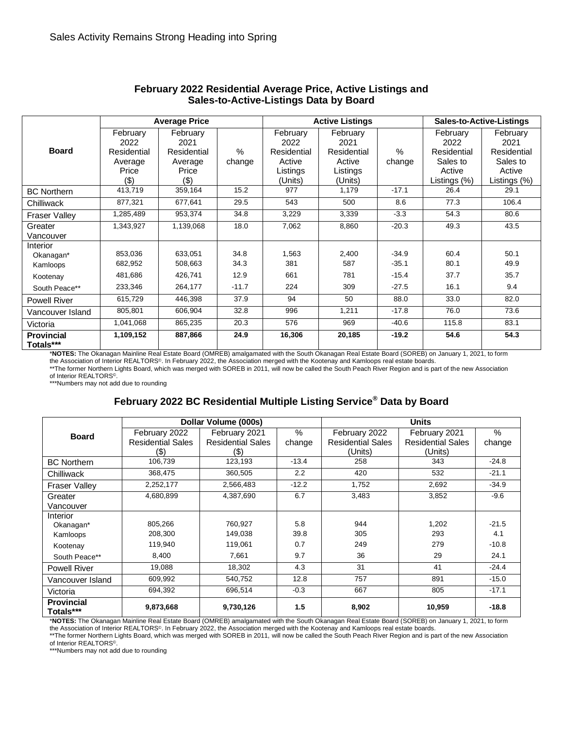Sales Activity Remains Strong Heading into Spring

## February 2022 Residential Average Price, Active Listings and Sales-to-Active-Listings Data by Board

| Board | Average Price | | | Active Listings | | | Sales-to-Active-Listings | |
|---|---|---|---|---|---|---|---|---|
| | February 2022 Residential Average Price ($) | February 2021 Residential Average Price ($) | % change | February 2022 Residential Active Listings (Units) | February 2021 Residential Active Listings (Units) | % change | February 2022 Residential Sales to Active Listings (%) | February 2021 Residential Sales to Active Listings (%) |
| BC Northern | 413,719 | 359,164 | 15.2 | 977 | 1,179 | -17.1 | 26.4 | 29.1 |
| Chilliwack | 877,321 | 677,641 | 29.5 | 543 | 500 | 8.6 | 77.3 | 106.4 |
| Fraser Valley | 1,285,489 | 953,374 | 34.8 | 3,229 | 3,339 | -3.3 | 54.3 | 80.6 |
| Greater Vancouver | 1,343,927 | 1,139,068 | 18.0 | 7,062 | 8,860 | -20.3 | 49.3 | 43.5 |
| Interior | | | | | | | | |
| Okanagan* | 853,036 | 633,051 | 34.8 | 1,563 | 2,400 | -34.9 | 60.4 | 50.1 |
| Kamloops | 682,952 | 508,663 | 34.3 | 381 | 587 | -35.1 | 80.1 | 49.9 |
| Kootenay | 481,686 | 426,741 | 12.9 | 661 | 781 | -15.4 | 37.7 | 35.7 |
| South Peace** | 233,346 | 264,177 | -11.7 | 224 | 309 | -27.5 | 16.1 | 9.4 |
| Powell River | 615,729 | 446,398 | 37.9 | 94 | 50 | 88.0 | 33.0 | 82.0 |
| Vancouver Island | 805,801 | 606,904 | 32.8 | 996 | 1,211 | -17.8 | 76.0 | 73.6 |
| Victoria | 1,041,068 | 865,235 | 20.3 | 576 | 969 | -40.6 | 115.8 | 83.1 |
| **Provincial Totals*** ** | **1,109,152** | **887,866** | **24.9** | **16,306** | **20,185** | **-19.2** | **54.6** | **54.3** |

***NOTES:** The Okanagan Mainline Real Estate Board (OMREB) amalgamated with the South Okanagan Real Estate Board (SOREB) on January 1, 2021, to form the Association of Interior REALTORS©. In February 2022, the Association merged with the Kootenay and Kamloops real estate boards.
**The former Northern Lights Board, which was merged with SOREB in 2011, will now be called the South Peach River Region and is part of the new Association of Interior REALTORS©.
***Numbers may not add due to rounding

## February 2022 BC Residential Multiple Listing Service® Data by Board

| Board | Dollar Volume (000s) | | | Units | | |
|---|---|---|---|---|---|---|
| | February 2022 Residential Sales ($) | February 2021 Residential Sales ($) | % change | February 2022 Residential Sales (Units) | February 2021 Residential Sales (Units) | % change |
| BC Northern | 106,739 | 123,193 | -13.4 | 258 | 343 | -24.8 |
| Chilliwack | 368,475 | 360,505 | 2.2 | 420 | 532 | -21.1 |
| Fraser Valley | 2,252,177 | 2,566,483 | -12.2 | 1,752 | 2,692 | -34.9 |
| Greater Vancouver | 4,680,899 | 4,387,690 | 6.7 | 3,483 | 3,852 | -9.6 |
| Interior | | | | | | |
| Okanagan* | 805,266 | 760,927 | 5.8 | 944 | 1,202 | -21.5 |
| Kamloops | 208,300 | 149,038 | 39.8 | 305 | 293 | 4.1 |
| Kootenay | 119,940 | 119,061 | 0.7 | 249 | 279 | -10.8 |
| South Peace** | 8,400 | 7,661 | 9.7 | 36 | 29 | 24.1 |
| Powell River | 19,088 | 18,302 | 4.3 | 31 | 41 | -24.4 |
| Vancouver Island | 609,992 | 540,752 | 12.8 | 757 | 891 | -15.0 |
| Victoria | 694,392 | 696,514 | -0.3 | 667 | 805 | -17.1 |
| **Provincial Totals*** ** | **9,873,668** | **9,730,126** | **1.5** | **8,902** | **10,959** | **-18.8** |

***NOTES:** The Okanagan Mainline Real Estate Board (OMREB) amalgamated with the South Okanagan Real Estate Board (SOREB) on January 1, 2021, to form the Association of Interior REALTORS©. In February 2022, the Association merged with the Kootenay and Kamloops real estate boards.
**The former Northern Lights Board, which was merged with SOREB in 2011, will now be called the South Peach River Region and is part of the new Association of Interior REALTORS©.
***Numbers may not add due to rounding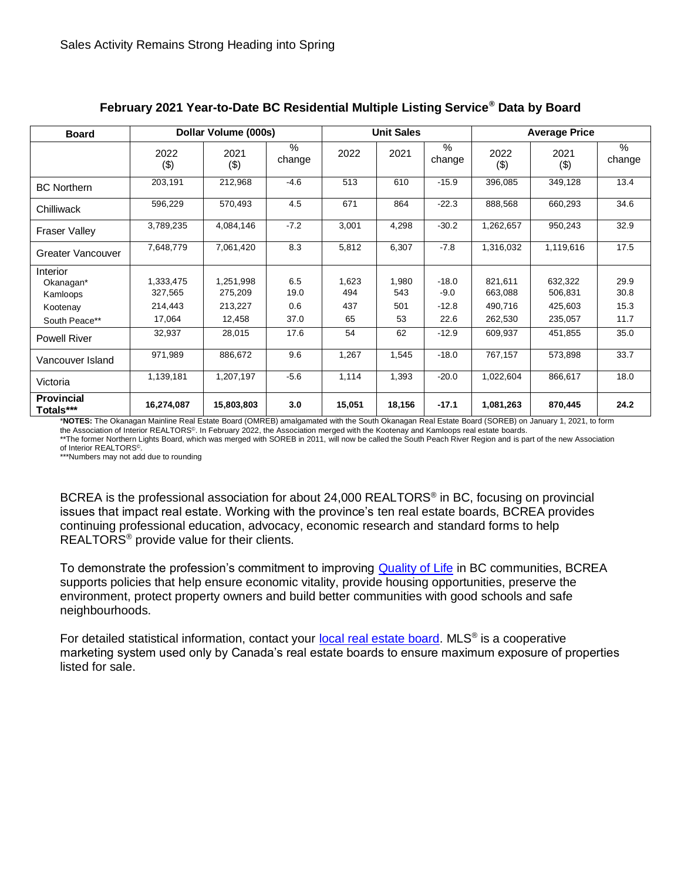Sales Activity Remains Strong Heading into Spring

## February 2021 Year-to-Date BC Residential Multiple Listing Service® Data by Board

| Board | Dollar Volume (000s) | | | Unit Sales | | | Average Price | | |
|---|---|---|---|---|---|---|---|---|---|
| | 2022 ($) | 2021 ($) | % change | 2022 | 2021 | % change | 2022 ($) | 2021 ($) | % change |
| BC Northern | 203,191 | 212,968 | -4.6 | 513 | 610 | -15.9 | 396,085 | 349,128 | 13.4 |
| Chilliwack | 596,229 | 570,493 | 4.5 | 671 | 864 | -22.3 | 888,568 | 660,293 | 34.6 |
| Fraser Valley | 3,789,235 | 4,084,146 | -7.2 | 3,001 | 4,298 | -30.2 | 1,262,657 | 950,243 | 32.9 |
| Greater Vancouver | 7,648,779 | 7,061,420 | 8.3 | 5,812 | 6,307 | -7.8 | 1,316,032 | 1,119,616 | 17.5 |
| Interior | | | | | | | | | |
| Okanagan* | 1,333,475 | 1,251,998 | 6.5 | 1,623 | 1,980 | -18.0 | 821,611 | 632,322 | 29.9 |
| Kamloops | 327,565 | 275,209 | 19.0 | 494 | 543 | -9.0 | 663,088 | 506,831 | 30.8 |
| Kootenay | 214,443 | 213,227 | 0.6 | 437 | 501 | -12.8 | 490,716 | 425,603 | 15.3 |
| South Peace** | 17,064 | 12,458 | 37.0 | 65 | 53 | 22.6 | 262,530 | 235,057 | 11.7 |
| Powell River | 32,937 | 28,015 | 17.6 | 54 | 62 | -12.9 | 609,937 | 451,855 | 35.0 |
| Vancouver Island | 971,989 | 886,672 | 9.6 | 1,267 | 1,545 | -18.0 | 767,157 | 573,898 | 33.7 |
| Victoria | 1,139,181 | 1,207,197 | -5.6 | 1,114 | 1,393 | -20.0 | 1,022,604 | 866,617 | 18.0 |
| **Provincial Totals*** ** | **16,274,087** | **15,803,803** | **3.0** | **15,051** | **18,156** | **-17.1** | **1,081,263** | **870,445** | **24.2** |

***NOTES:** The Okanagan Mainline Real Estate Board (OMREB) amalgamated with the South Okanagan Real Estate Board (SOREB) on January 1, 2021, to form the Association of Interior REALTORS©. In February 2022, the Association merged with the Kootenay and Kamloops real estate boards.

**The former Northern Lights Board, which was merged with SOREB in 2011, will now be called the South Peach River Region and is part of the new Association of Interior REALTORS©.

***Numbers may not add due to rounding

BCREA is the professional association for about 24,000 REALTORS® in BC, focusing on provincial issues that impact real estate. Working with the province's ten real estate boards, BCREA provides continuing professional education, advocacy, economic research and standard forms to help REALTORS® provide value for their clients.

To demonstrate the profession's commitment to improving Quality of Life in BC communities, BCREA supports policies that help ensure economic vitality, provide housing opportunities, preserve the environment, protect property owners and build better communities with good schools and safe neighbourhoods.

For detailed statistical information, contact your local real estate board. MLS® is a cooperative marketing system used only by Canada's real estate boards to ensure maximum exposure of properties listed for sale.